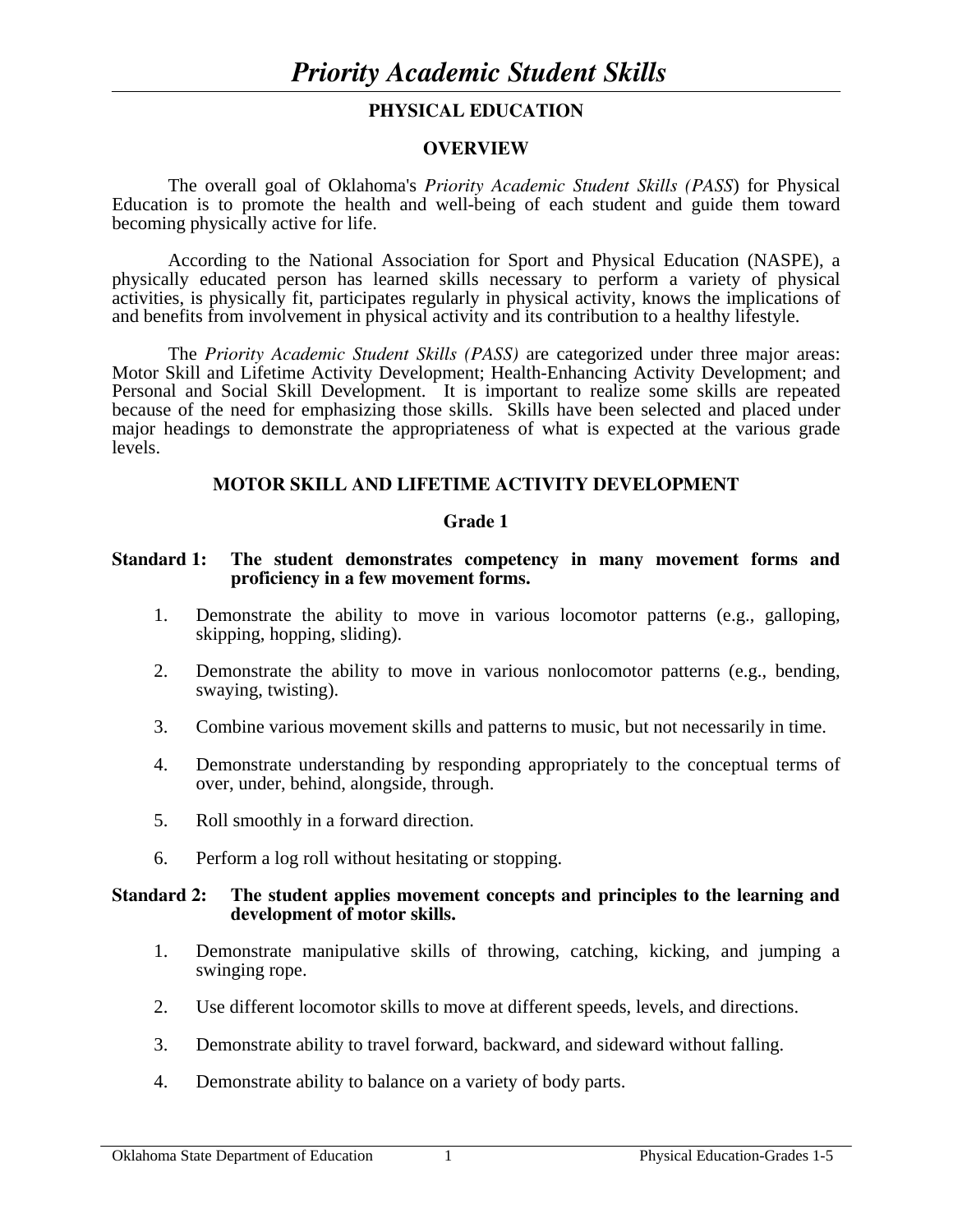# *Priority Academic Student Skills*

## PHYSICAL EDUCATION

### OVERVIEW

The overall goal of Oklahoma's *Priority Academic Student Skills (PASS*) for Physical Education is to promote the health and well-being of each student and guide them toward becoming physically active for life.

According to the National Association for Sport and Physical Education (NASPE), a physically educated person has learned skills necessary to perform a variety of physical activities, is physically fit, participates regularly in physical activity, knows the implications of and benefits from involvement in physical activity and its contribution to a healthy lifestyle.

The *Priority Academic Student Skills (PASS)* are categorized under three major areas: Motor Skill and Lifetime Activity Development; Health-Enhancing Activity Development; and Personal and Social Skill Development. It is important to realize some skills are repeated because of the need for emphasizing those skills. Skills have been selected and placed under major headings to demonstrate the appropriateness of what is expected at the various grade levels.

### MOTOR SKILL AND LIFETIME ACTIVITY DEVELOPMENT

#### Grade 1

**Standard 1: The student demonstrates competency in many movement forms and proficiency in a few movement forms.**

1. Demonstrate the ability to move in various locomotor patterns (e.g., galloping, skipping, hopping, sliding).
2. Demonstrate the ability to move in various nonlocomotor patterns (e.g., bending, swaying, twisting).
3. Combine various movement skills and patterns to music, but not necessarily in time.
4. Demonstrate understanding by responding appropriately to the conceptual terms of over, under, behind, alongside, through.
5. Roll smoothly in a forward direction.
6. Perform a log roll without hesitating or stopping.

**Standard 2: The student applies movement concepts and principles to the learning and development of motor skills.**

1. Demonstrate manipulative skills of throwing, catching, kicking, and jumping a swinging rope.
2. Use different locomotor skills to move at different speeds, levels, and directions.
3. Demonstrate ability to travel forward, backward, and sideward without falling.
4. Demonstrate ability to balance on a variety of body parts.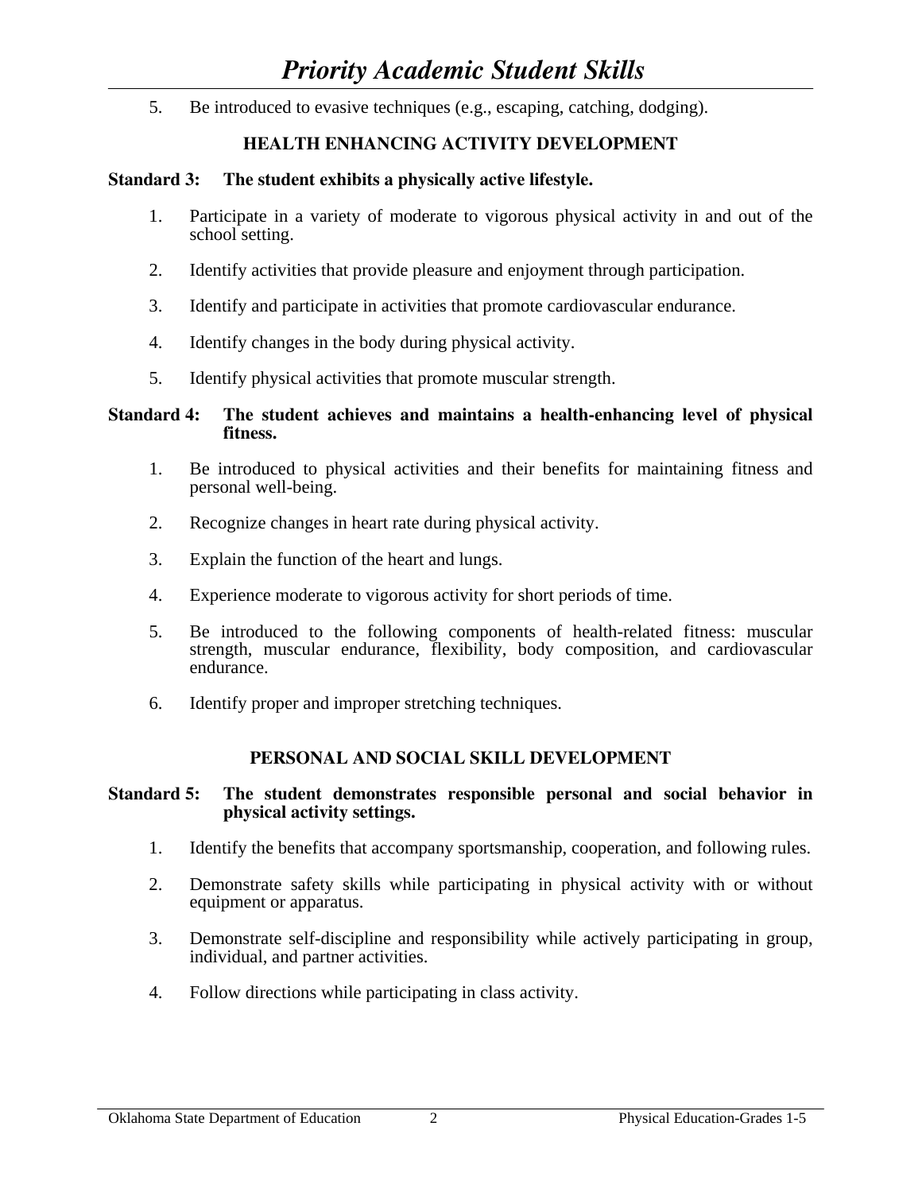5. Be introduced to evasive techniques (e.g., escaping, catching, dodging).

## HEALTH ENHANCING ACTIVITY DEVELOPMENT

**Standard 3: The student exhibits a physically active lifestyle.**

1. Participate in a variety of moderate to vigorous physical activity in and out of the school setting.
2. Identify activities that provide pleasure and enjoyment through participation.
3. Identify and participate in activities that promote cardiovascular endurance.
4. Identify changes in the body during physical activity.
5. Identify physical activities that promote muscular strength.

**Standard 4: The student achieves and maintains a health-enhancing level of physical fitness.**

1. Be introduced to physical activities and their benefits for maintaining fitness and personal well-being.
2. Recognize changes in heart rate during physical activity.
3. Explain the function of the heart and lungs.
4. Experience moderate to vigorous activity for short periods of time.
5. Be introduced to the following components of health-related fitness: muscular strength, muscular endurance, flexibility, body composition, and cardiovascular endurance.
6. Identify proper and improper stretching techniques.

## PERSONAL AND SOCIAL SKILL DEVELOPMENT

**Standard 5: The student demonstrates responsible personal and social behavior in physical activity settings.**

1. Identify the benefits that accompany sportsmanship, cooperation, and following rules.
2. Demonstrate safety skills while participating in physical activity with or without equipment or apparatus.
3. Demonstrate self-discipline and responsibility while actively participating in group, individual, and partner activities.
4. Follow directions while participating in class activity.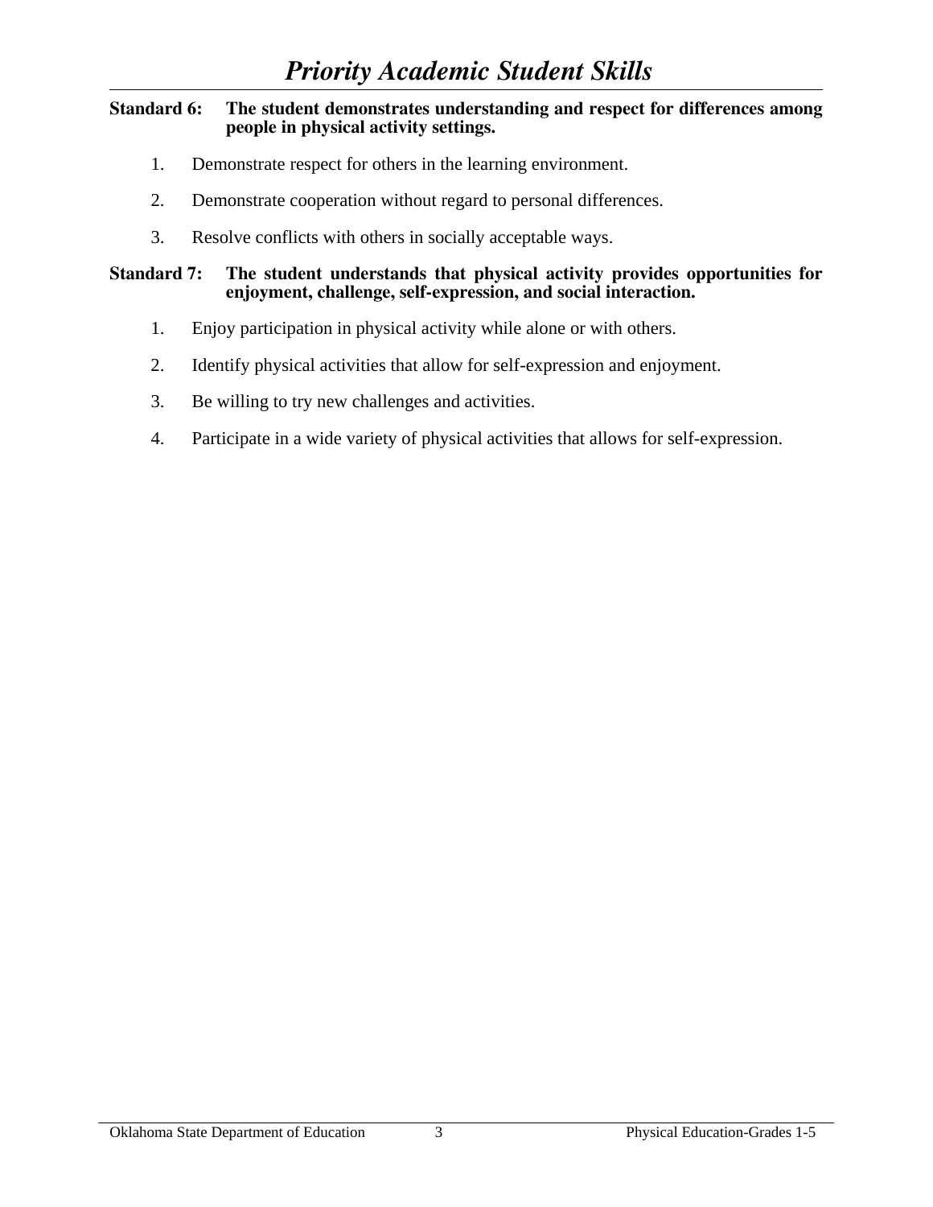# *Priority Academic Student Skills*

**Standard 6: The student demonstrates understanding and respect for differences among people in physical activity settings.**

1. Demonstrate respect for others in the learning environment.
2. Demonstrate cooperation without regard to personal differences.
3. Resolve conflicts with others in socially acceptable ways.

**Standard 7: The student understands that physical activity provides opportunities for enjoyment, challenge, self-expression, and social interaction.**

1. Enjoy participation in physical activity while alone or with others.
2. Identify physical activities that allow for self-expression and enjoyment.
3. Be willing to try new challenges and activities.
4. Participate in a wide variety of physical activities that allows for self-expression.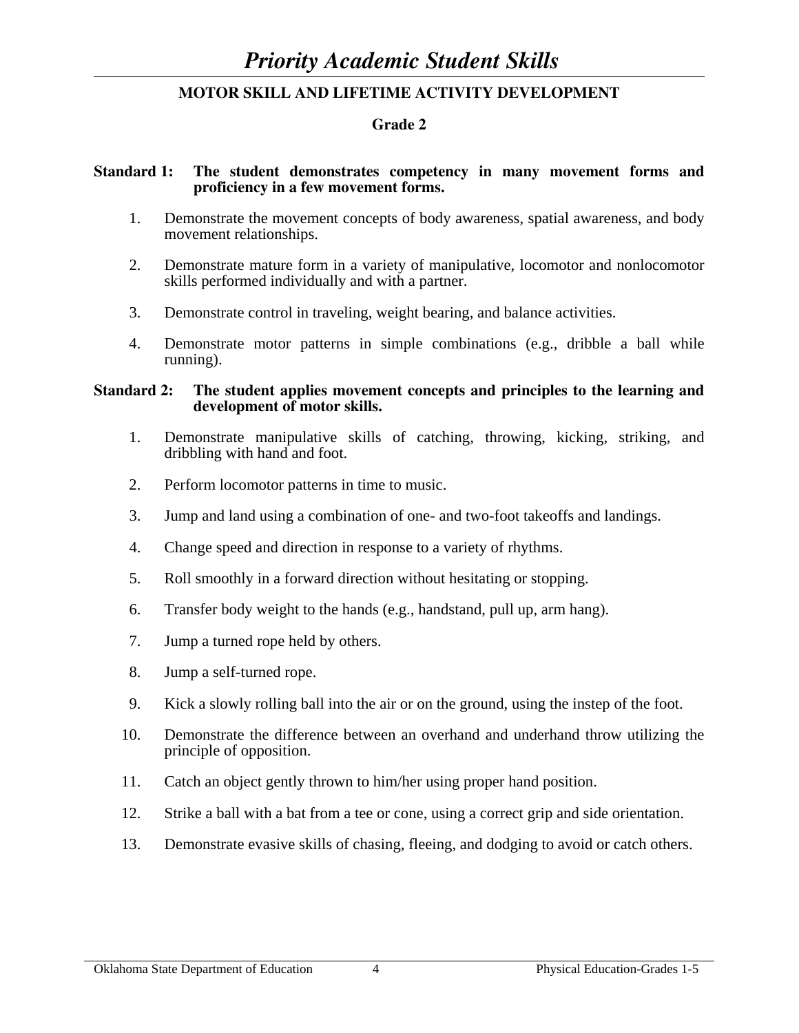# *Priority Academic Student Skills*

## MOTOR SKILL AND LIFETIME ACTIVITY DEVELOPMENT

### Grade 2

**Standard 1: The student demonstrates competency in many movement forms and proficiency in a few movement forms.**

1. Demonstrate the movement concepts of body awareness, spatial awareness, and body movement relationships.
2. Demonstrate mature form in a variety of manipulative, locomotor and nonlocomotor skills performed individually and with a partner.
3. Demonstrate control in traveling, weight bearing, and balance activities.
4. Demonstrate motor patterns in simple combinations (e.g., dribble a ball while running).

**Standard 2: The student applies movement concepts and principles to the learning and development of motor skills.**

1. Demonstrate manipulative skills of catching, throwing, kicking, striking, and dribbling with hand and foot.
2. Perform locomotor patterns in time to music.
3. Jump and land using a combination of one- and two-foot takeoffs and landings.
4. Change speed and direction in response to a variety of rhythms.
5. Roll smoothly in a forward direction without hesitating or stopping.
6. Transfer body weight to the hands (e.g., handstand, pull up, arm hang).
7. Jump a turned rope held by others.
8. Jump a self-turned rope.
9. Kick a slowly rolling ball into the air or on the ground, using the instep of the foot.
10. Demonstrate the difference between an overhand and underhand throw utilizing the principle of opposition.
11. Catch an object gently thrown to him/her using proper hand position.
12. Strike a ball with a bat from a tee or cone, using a correct grip and side orientation.
13. Demonstrate evasive skills of chasing, fleeing, and dodging to avoid or catch others.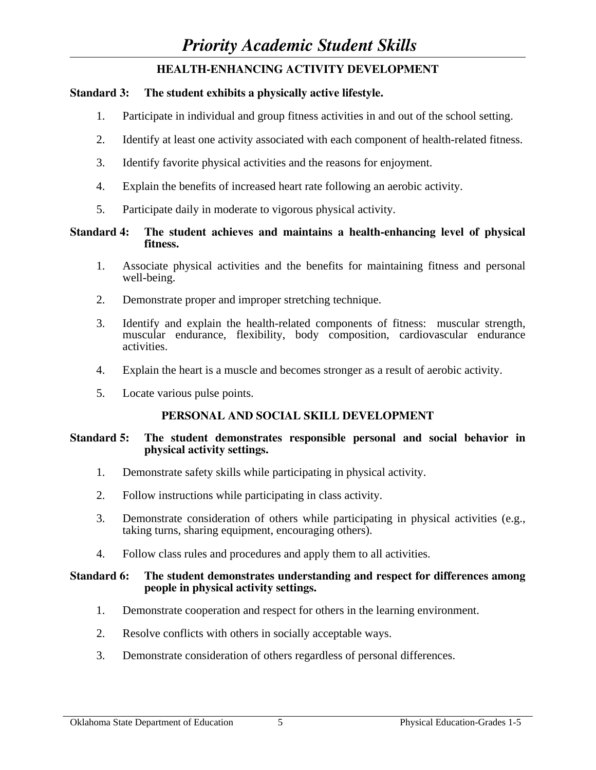# *Priority Academic Student Skills*

## HEALTH-ENHANCING ACTIVITY DEVELOPMENT

**Standard 3: The student exhibits a physically active lifestyle.**

1. Participate in individual and group fitness activities in and out of the school setting.
2. Identify at least one activity associated with each component of health-related fitness.
3. Identify favorite physical activities and the reasons for enjoyment.
4. Explain the benefits of increased heart rate following an aerobic activity.
5. Participate daily in moderate to vigorous physical activity.

**Standard 4: The student achieves and maintains a health-enhancing level of physical fitness.**

1. Associate physical activities and the benefits for maintaining fitness and personal well-being.
2. Demonstrate proper and improper stretching technique.
3. Identify and explain the health-related components of fitness: muscular strength, muscular endurance, flexibility, body composition, cardiovascular endurance activities.
4. Explain the heart is a muscle and becomes stronger as a result of aerobic activity.
5. Locate various pulse points.

## PERSONAL AND SOCIAL SKILL DEVELOPMENT

**Standard 5: The student demonstrates responsible personal and social behavior in physical activity settings.**

1. Demonstrate safety skills while participating in physical activity.
2. Follow instructions while participating in class activity.
3. Demonstrate consideration of others while participating in physical activities (e.g., taking turns, sharing equipment, encouraging others).
4. Follow class rules and procedures and apply them to all activities.

**Standard 6: The student demonstrates understanding and respect for differences among people in physical activity settings.**

1. Demonstrate cooperation and respect for others in the learning environment.
2. Resolve conflicts with others in socially acceptable ways.
3. Demonstrate consideration of others regardless of personal differences.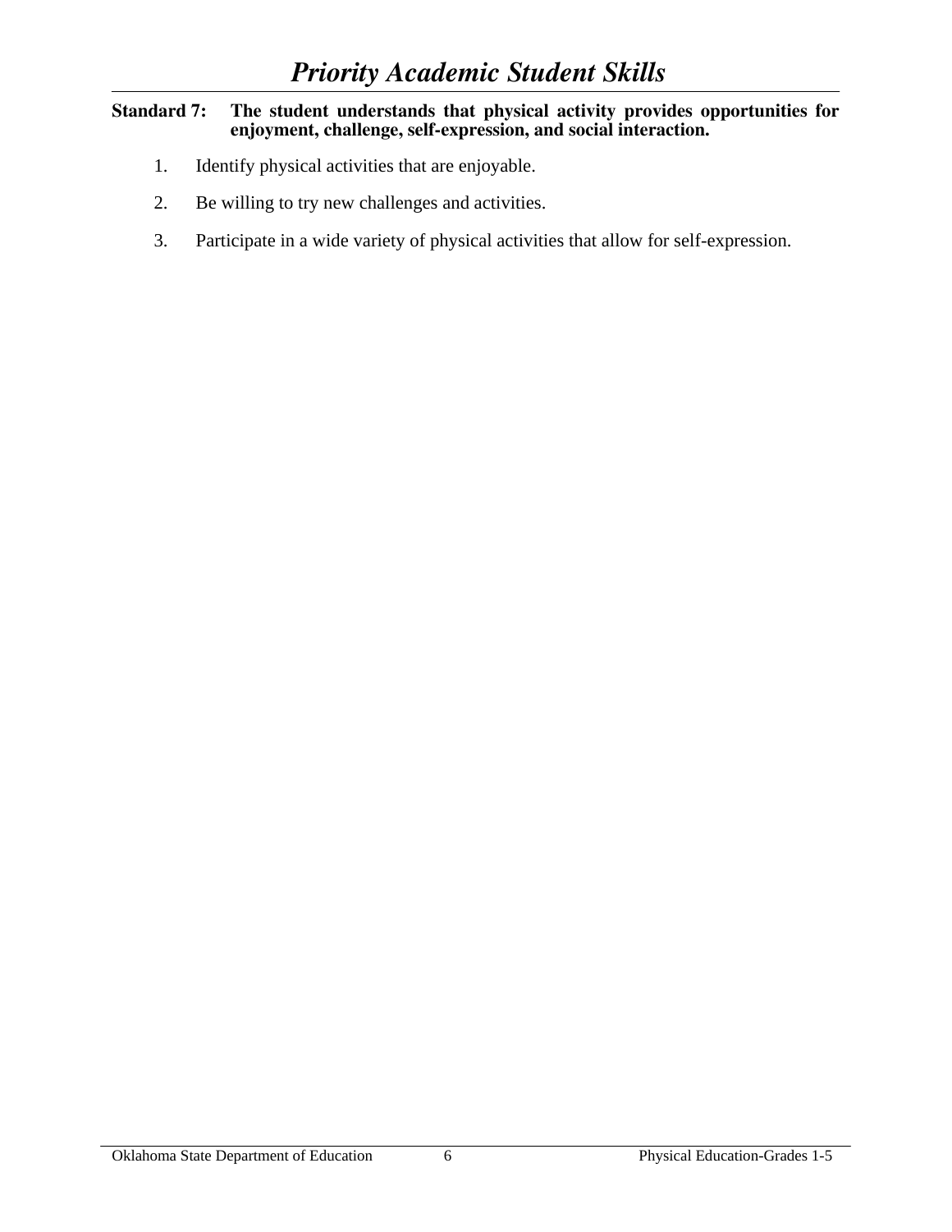# *Priority Academic Student Skills*

**Standard 7: The student understands that physical activity provides opportunities for enjoyment, challenge, self-expression, and social interaction.**

1. Identify physical activities that are enjoyable.

2. Be willing to try new challenges and activities.

3. Participate in a wide variety of physical activities that allow for self-expression.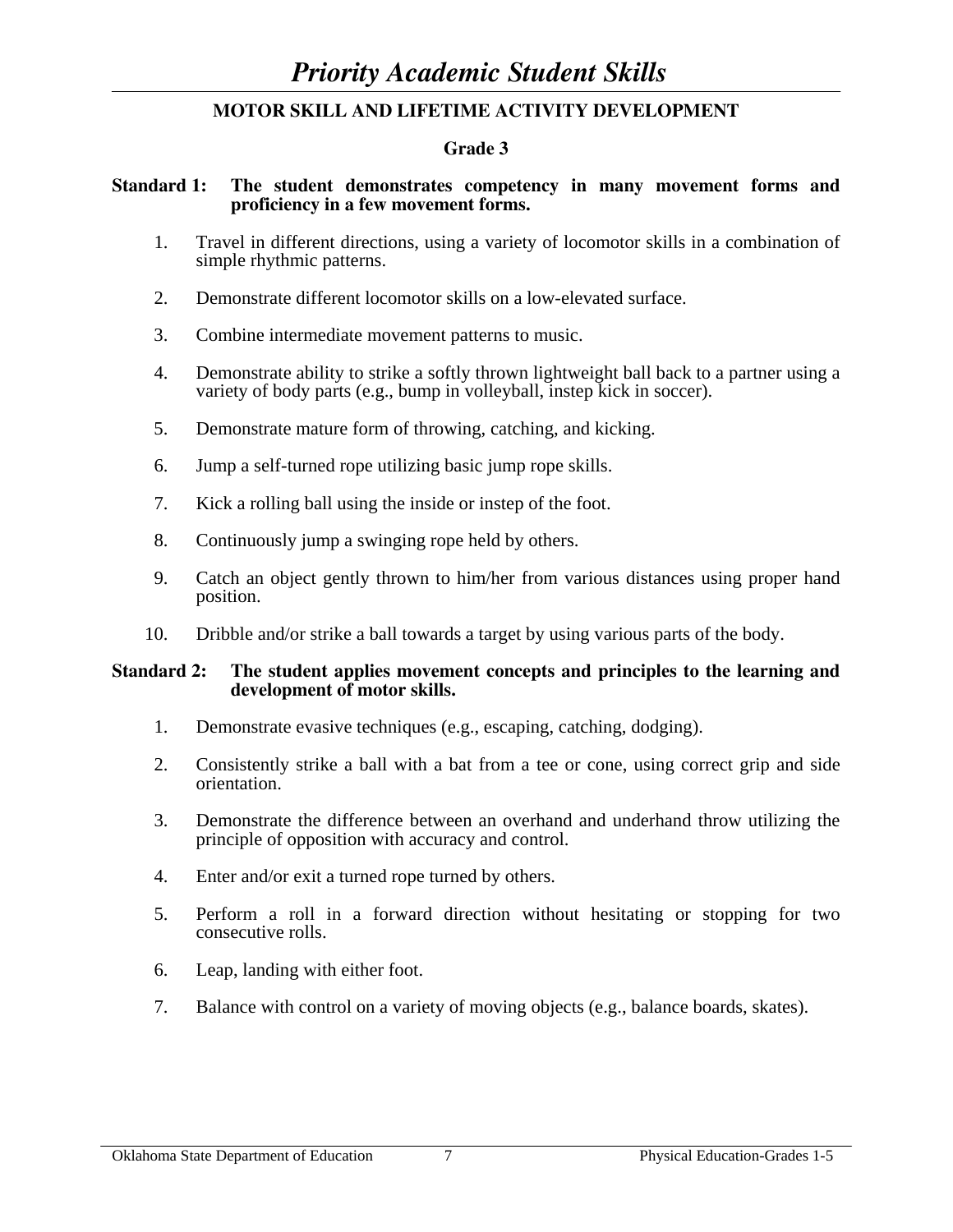# *Priority Academic Student Skills*

## MOTOR SKILL AND LIFETIME ACTIVITY DEVELOPMENT

### Grade 3

**Standard 1: The student demonstrates competency in many movement forms and proficiency in a few movement forms.**

1. Travel in different directions, using a variety of locomotor skills in a combination of simple rhythmic patterns.
2. Demonstrate different locomotor skills on a low-elevated surface.
3. Combine intermediate movement patterns to music.
4. Demonstrate ability to strike a softly thrown lightweight ball back to a partner using a variety of body parts (e.g., bump in volleyball, instep kick in soccer).
5. Demonstrate mature form of throwing, catching, and kicking.
6. Jump a self-turned rope utilizing basic jump rope skills.
7. Kick a rolling ball using the inside or instep of the foot.
8. Continuously jump a swinging rope held by others.
9. Catch an object gently thrown to him/her from various distances using proper hand position.
10. Dribble and/or strike a ball towards a target by using various parts of the body.

**Standard 2: The student applies movement concepts and principles to the learning and development of motor skills.**

1. Demonstrate evasive techniques (e.g., escaping, catching, dodging).
2. Consistently strike a ball with a bat from a tee or cone, using correct grip and side orientation.
3. Demonstrate the difference between an overhand and underhand throw utilizing the principle of opposition with accuracy and control.
4. Enter and/or exit a turned rope turned by others.
5. Perform a roll in a forward direction without hesitating or stopping for two consecutive rolls.
6. Leap, landing with either foot.
7. Balance with control on a variety of moving objects (e.g., balance boards, skates).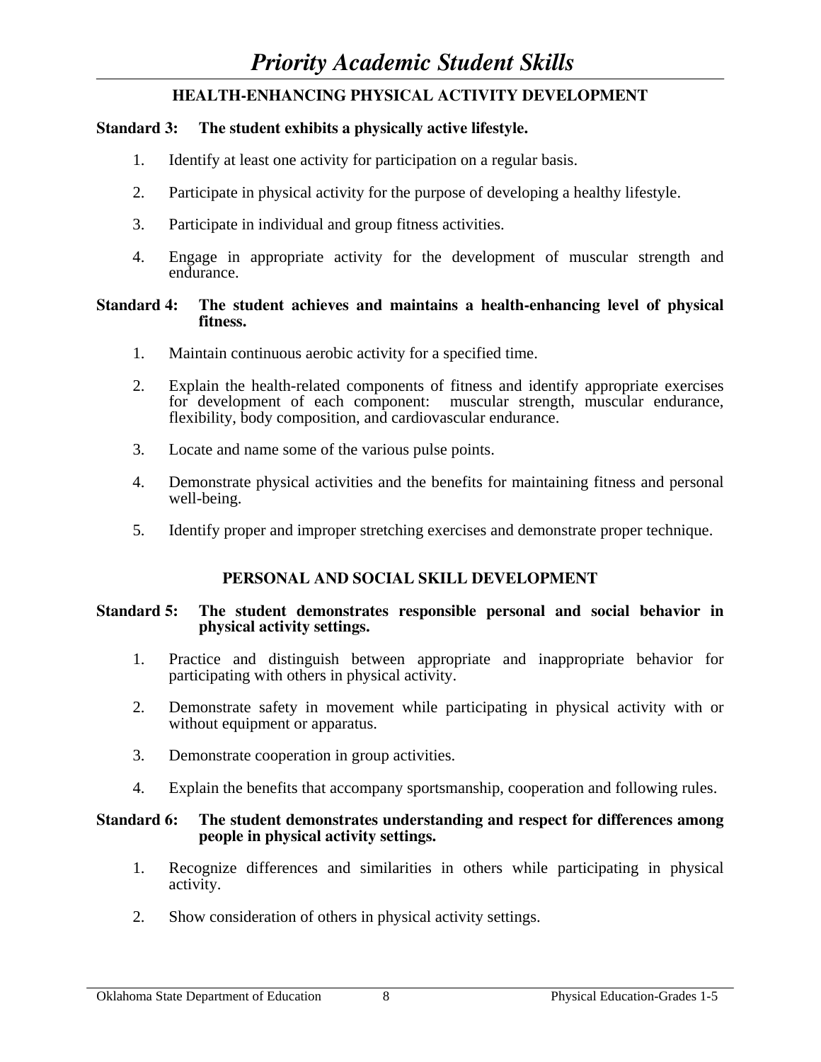# *Priority Academic Student Skills*

## HEALTH-ENHANCING PHYSICAL ACTIVITY DEVELOPMENT

**Standard 3: The student exhibits a physically active lifestyle.**

1. Identify at least one activity for participation on a regular basis.

2. Participate in physical activity for the purpose of developing a healthy lifestyle.

3. Participate in individual and group fitness activities.

4. Engage in appropriate activity for the development of muscular strength and endurance.

**Standard 4: The student achieves and maintains a health-enhancing level of physical fitness.**

1. Maintain continuous aerobic activity for a specified time.

2. Explain the health-related components of fitness and identify appropriate exercises for development of each component: muscular strength, muscular endurance, flexibility, body composition, and cardiovascular endurance.

3. Locate and name some of the various pulse points.

4. Demonstrate physical activities and the benefits for maintaining fitness and personal well-being.

5. Identify proper and improper stretching exercises and demonstrate proper technique.

## PERSONAL AND SOCIAL SKILL DEVELOPMENT

**Standard 5: The student demonstrates responsible personal and social behavior in physical activity settings.**

1. Practice and distinguish between appropriate and inappropriate behavior for participating with others in physical activity.

2. Demonstrate safety in movement while participating in physical activity with or without equipment or apparatus.

3. Demonstrate cooperation in group activities.

4. Explain the benefits that accompany sportsmanship, cooperation and following rules.

**Standard 6: The student demonstrates understanding and respect for differences among people in physical activity settings.**

1. Recognize differences and similarities in others while participating in physical activity.

2. Show consideration of others in physical activity settings.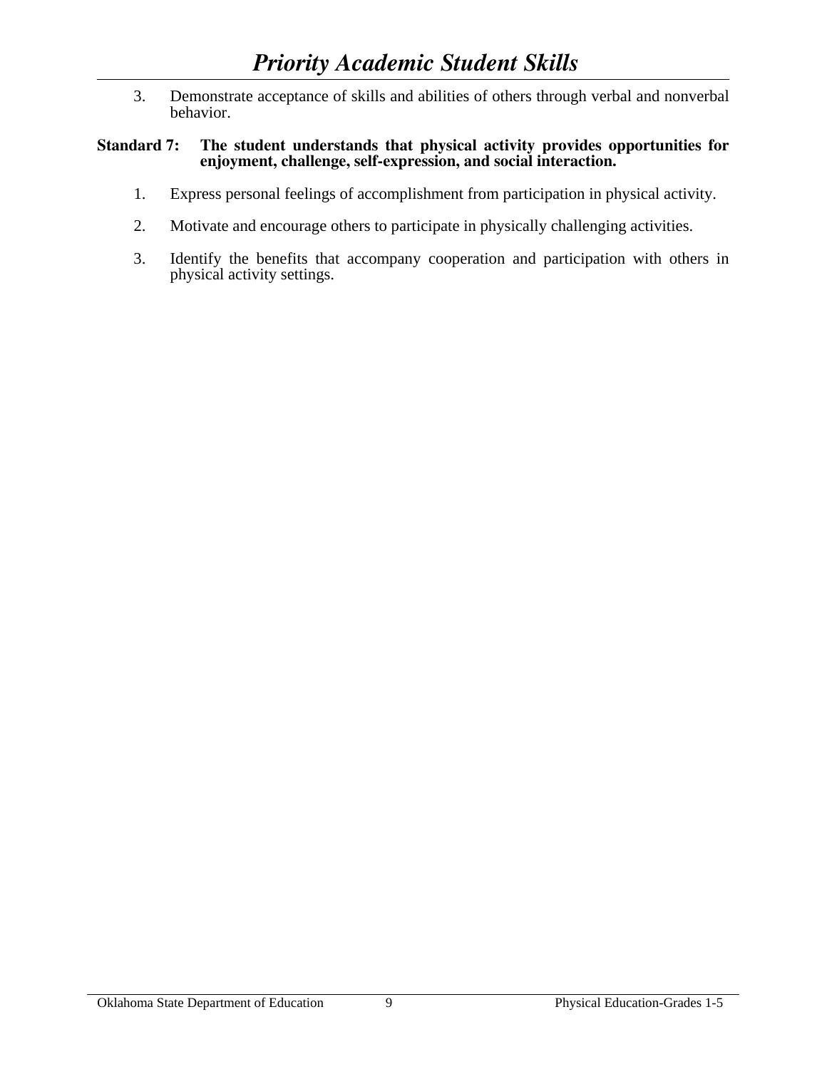3. Demonstrate acceptance of skills and abilities of others through verbal and nonverbal behavior.

**Standard 7: The student understands that physical activity provides opportunities for enjoyment, challenge, self-expression, and social interaction.**

1. Express personal feelings of accomplishment from participation in physical activity.

2. Motivate and encourage others to participate in physically challenging activities.

3. Identify the benefits that accompany cooperation and participation with others in physical activity settings.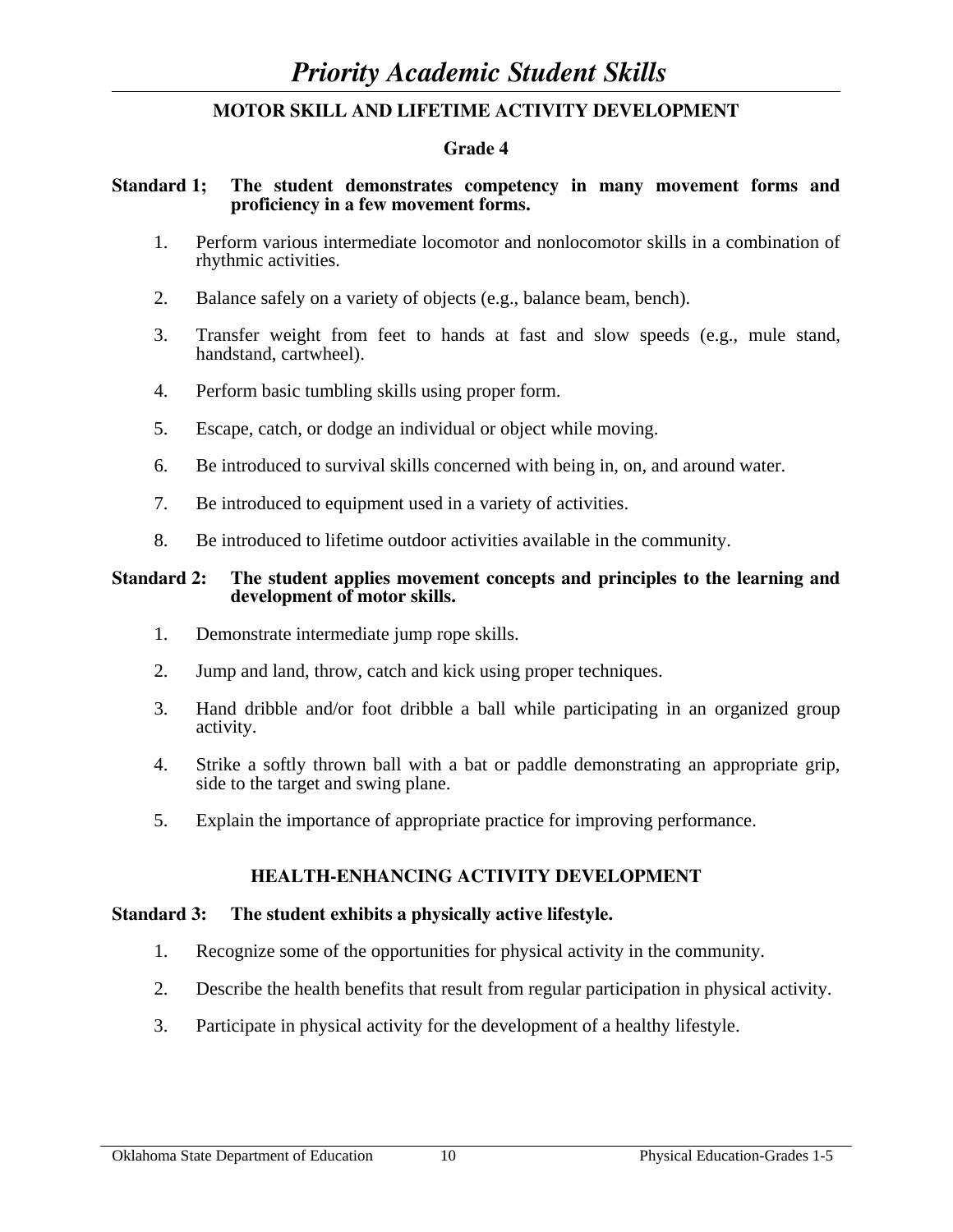# *Priority Academic Student Skills*

## MOTOR SKILL AND LIFETIME ACTIVITY DEVELOPMENT

### Grade 4

**Standard 1; The student demonstrates competency in many movement forms and proficiency in a few movement forms.**

1. Perform various intermediate locomotor and nonlocomotor skills in a combination of rhythmic activities.
2. Balance safely on a variety of objects (e.g., balance beam, bench).
3. Transfer weight from feet to hands at fast and slow speeds (e.g., mule stand, handstand, cartwheel).
4. Perform basic tumbling skills using proper form.
5. Escape, catch, or dodge an individual or object while moving.
6. Be introduced to survival skills concerned with being in, on, and around water.
7. Be introduced to equipment used in a variety of activities.
8. Be introduced to lifetime outdoor activities available in the community.

**Standard 2: The student applies movement concepts and principles to the learning and development of motor skills.**

1. Demonstrate intermediate jump rope skills.
2. Jump and land, throw, catch and kick using proper techniques.
3. Hand dribble and/or foot dribble a ball while participating in an organized group activity.
4. Strike a softly thrown ball with a bat or paddle demonstrating an appropriate grip, side to the target and swing plane.
5. Explain the importance of appropriate practice for improving performance.

## HEALTH-ENHANCING ACTIVITY DEVELOPMENT

**Standard 3: The student exhibits a physically active lifestyle.**

1. Recognize some of the opportunities for physical activity in the community.
2. Describe the health benefits that result from regular participation in physical activity.
3. Participate in physical activity for the development of a healthy lifestyle.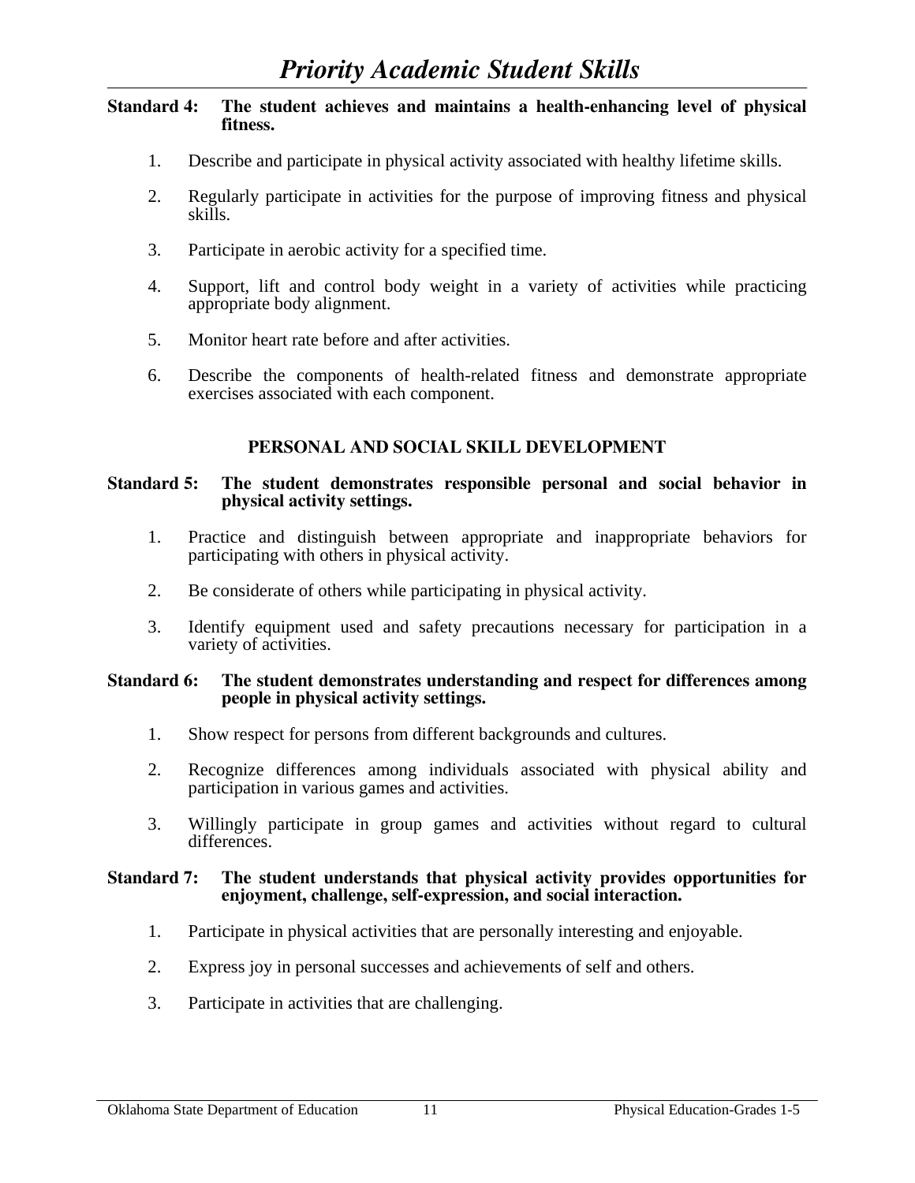# Priority Academic Student Skills

**Standard 4: The student achieves and maintains a health-enhancing level of physical fitness.**

1. Describe and participate in physical activity associated with healthy lifetime skills.

2. Regularly participate in activities for the purpose of improving fitness and physical skills.

3. Participate in aerobic activity for a specified time.

4. Support, lift and control body weight in a variety of activities while practicing appropriate body alignment.

5. Monitor heart rate before and after activities.

6. Describe the components of health-related fitness and demonstrate appropriate exercises associated with each component.

## PERSONAL AND SOCIAL SKILL DEVELOPMENT

**Standard 5: The student demonstrates responsible personal and social behavior in physical activity settings.**

1. Practice and distinguish between appropriate and inappropriate behaviors for participating with others in physical activity.

2. Be considerate of others while participating in physical activity.

3. Identify equipment used and safety precautions necessary for participation in a variety of activities.

**Standard 6: The student demonstrates understanding and respect for differences among people in physical activity settings.**

1. Show respect for persons from different backgrounds and cultures.

2. Recognize differences among individuals associated with physical ability and participation in various games and activities.

3. Willingly participate in group games and activities without regard to cultural differences.

**Standard 7: The student understands that physical activity provides opportunities for enjoyment, challenge, self-expression, and social interaction.**

1. Participate in physical activities that are personally interesting and enjoyable.

2. Express joy in personal successes and achievements of self and others.

3. Participate in activities that are challenging.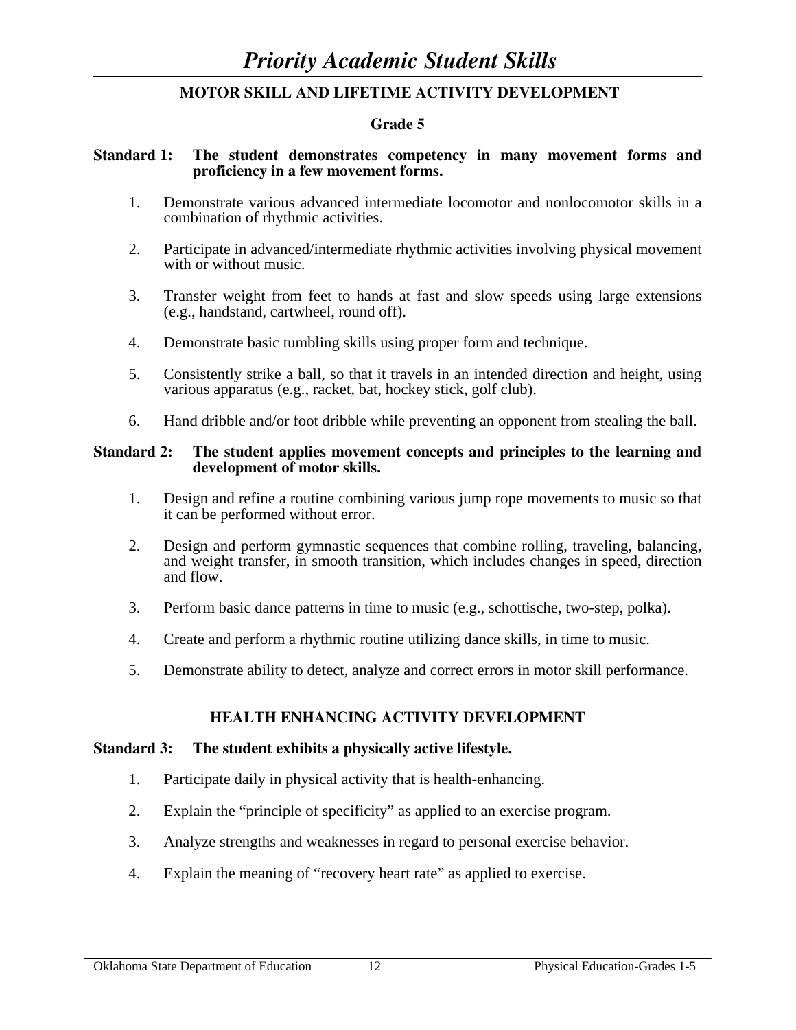# *Priority Academic Student Skills*

## MOTOR SKILL AND LIFETIME ACTIVITY DEVELOPMENT

### Grade 5

**Standard 1: The student demonstrates competency in many movement forms and proficiency in a few movement forms.**

1. Demonstrate various advanced intermediate locomotor and nonlocomotor skills in a combination of rhythmic activities.

2. Participate in advanced/intermediate rhythmic activities involving physical movement with or without music.

3. Transfer weight from feet to hands at fast and slow speeds using large extensions (e.g., handstand, cartwheel, round off).

4. Demonstrate basic tumbling skills using proper form and technique.

5. Consistently strike a ball, so that it travels in an intended direction and height, using various apparatus (e.g., racket, bat, hockey stick, golf club).

6. Hand dribble and/or foot dribble while preventing an opponent from stealing the ball.

**Standard 2: The student applies movement concepts and principles to the learning and development of motor skills.**

1. Design and refine a routine combining various jump rope movements to music so that it can be performed without error.

2. Design and perform gymnastic sequences that combine rolling, traveling, balancing, and weight transfer, in smooth transition, which includes changes in speed, direction and flow.

3. Perform basic dance patterns in time to music (e.g., schottische, two-step, polka).

4. Create and perform a rhythmic routine utilizing dance skills, in time to music.

5. Demonstrate ability to detect, analyze and correct errors in motor skill performance.

## HEALTH ENHANCING ACTIVITY DEVELOPMENT

**Standard 3: The student exhibits a physically active lifestyle.**

1. Participate daily in physical activity that is health-enhancing.

2. Explain the "principle of specificity" as applied to an exercise program.

3. Analyze strengths and weaknesses in regard to personal exercise behavior.

4. Explain the meaning of "recovery heart rate" as applied to exercise.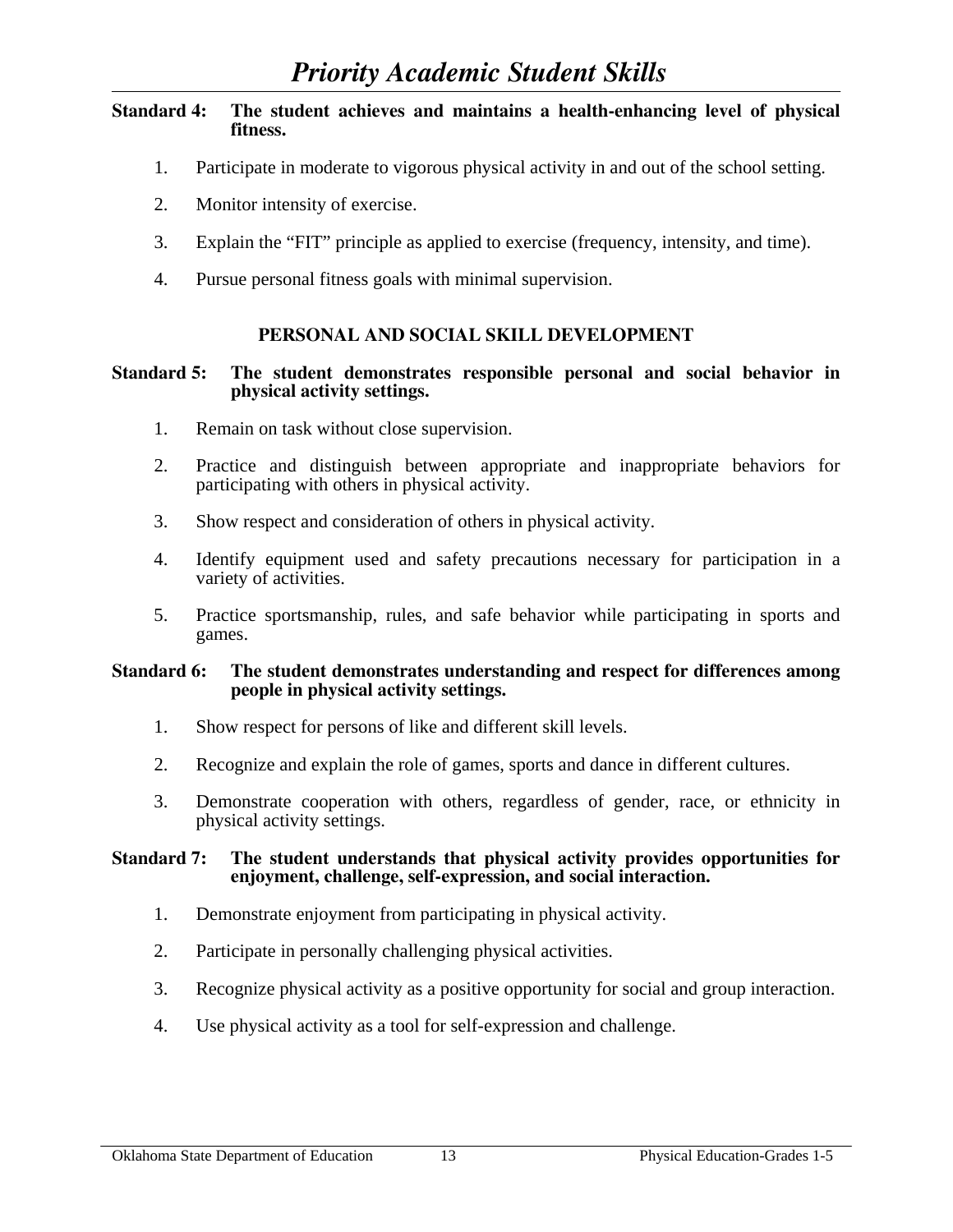# *Priority Academic Student Skills*

**Standard 4: The student achieves and maintains a health-enhancing level of physical fitness.**

1. Participate in moderate to vigorous physical activity in and out of the school setting.
2. Monitor intensity of exercise.
3. Explain the “FIT” principle as applied to exercise (frequency, intensity, and time).
4. Pursue personal fitness goals with minimal supervision.

## PERSONAL AND SOCIAL SKILL DEVELOPMENT

**Standard 5: The student demonstrates responsible personal and social behavior in physical activity settings.**

1. Remain on task without close supervision.
2. Practice and distinguish between appropriate and inappropriate behaviors for participating with others in physical activity.
3. Show respect and consideration of others in physical activity.
4. Identify equipment used and safety precautions necessary for participation in a variety of activities.
5. Practice sportsmanship, rules, and safe behavior while participating in sports and games.

**Standard 6: The student demonstrates understanding and respect for differences among people in physical activity settings.**

1. Show respect for persons of like and different skill levels.
2. Recognize and explain the role of games, sports and dance in different cultures.
3. Demonstrate cooperation with others, regardless of gender, race, or ethnicity in physical activity settings.

**Standard 7: The student understands that physical activity provides opportunities for enjoyment, challenge, self-expression, and social interaction.**

1. Demonstrate enjoyment from participating in physical activity.
2. Participate in personally challenging physical activities.
3. Recognize physical activity as a positive opportunity for social and group interaction.
4. Use physical activity as a tool for self-expression and challenge.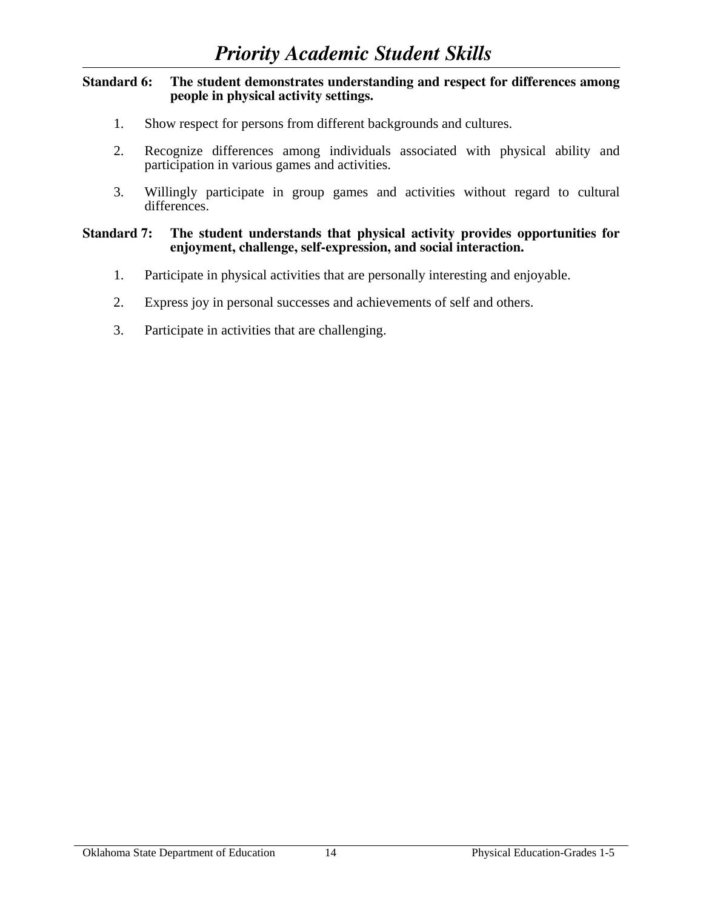# *Priority Academic Student Skills*

**Standard 6: The student demonstrates understanding and respect for differences among people in physical activity settings.**

1. Show respect for persons from different backgrounds and cultures.
2. Recognize differences among individuals associated with physical ability and participation in various games and activities.
3. Willingly participate in group games and activities without regard to cultural differences.

**Standard 7: The student understands that physical activity provides opportunities for enjoyment, challenge, self-expression, and social interaction.**

1. Participate in physical activities that are personally interesting and enjoyable.
2. Express joy in personal successes and achievements of self and others.
3. Participate in activities that are challenging.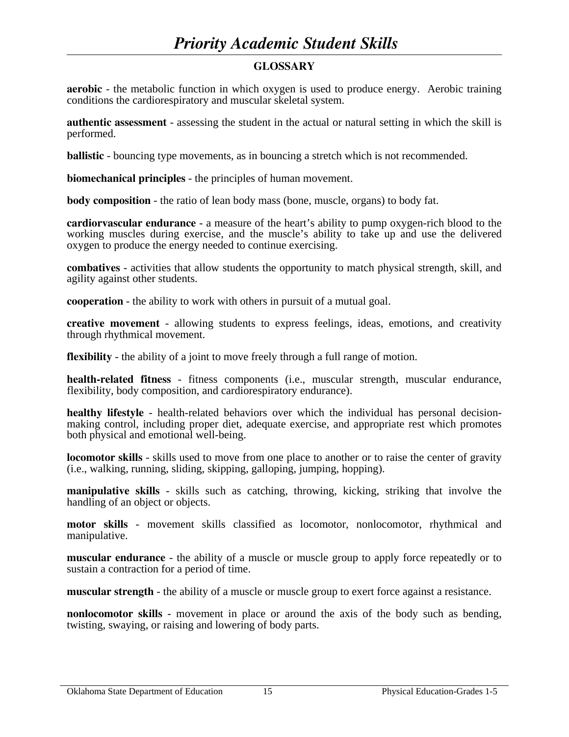# *Priority Academic Student Skills*

## GLOSSARY

**aerobic** - the metabolic function in which oxygen is used to produce energy. Aerobic training conditions the cardiorespiratory and muscular skeletal system.

**authentic assessment** - assessing the student in the actual or natural setting in which the skill is performed.

**ballistic** - bouncing type movements, as in bouncing a stretch which is not recommended.

**biomechanical principles** - the principles of human movement.

**body composition** - the ratio of lean body mass (bone, muscle, organs) to body fat.

**cardiorvascular endurance** - a measure of the heart's ability to pump oxygen-rich blood to the working muscles during exercise, and the muscle's ability to take up and use the delivered oxygen to produce the energy needed to continue exercising.

**combatives** - activities that allow students the opportunity to match physical strength, skill, and agility against other students.

**cooperation** - the ability to work with others in pursuit of a mutual goal.

**creative movement** - allowing students to express feelings, ideas, emotions, and creativity through rhythmical movement.

**flexibility** - the ability of a joint to move freely through a full range of motion.

**health-related fitness** - fitness components (i.e., muscular strength, muscular endurance, flexibility, body composition, and cardiorespiratory endurance).

**healthy lifestyle** - health-related behaviors over which the individual has personal decision-making control, including proper diet, adequate exercise, and appropriate rest which promotes both physical and emotional well-being.

**locomotor skills** - skills used to move from one place to another or to raise the center of gravity (i.e., walking, running, sliding, skipping, galloping, jumping, hopping).

**manipulative skills** - skills such as catching, throwing, kicking, striking that involve the handling of an object or objects.

**motor skills** - movement skills classified as locomotor, nonlocomotor, rhythmical and manipulative.

**muscular endurance** - the ability of a muscle or muscle group to apply force repeatedly or to sustain a contraction for a period of time.

**muscular strength** - the ability of a muscle or muscle group to exert force against a resistance.

**nonlocomotor skills** - movement in place or around the axis of the body such as bending, twisting, swaying, or raising and lowering of body parts.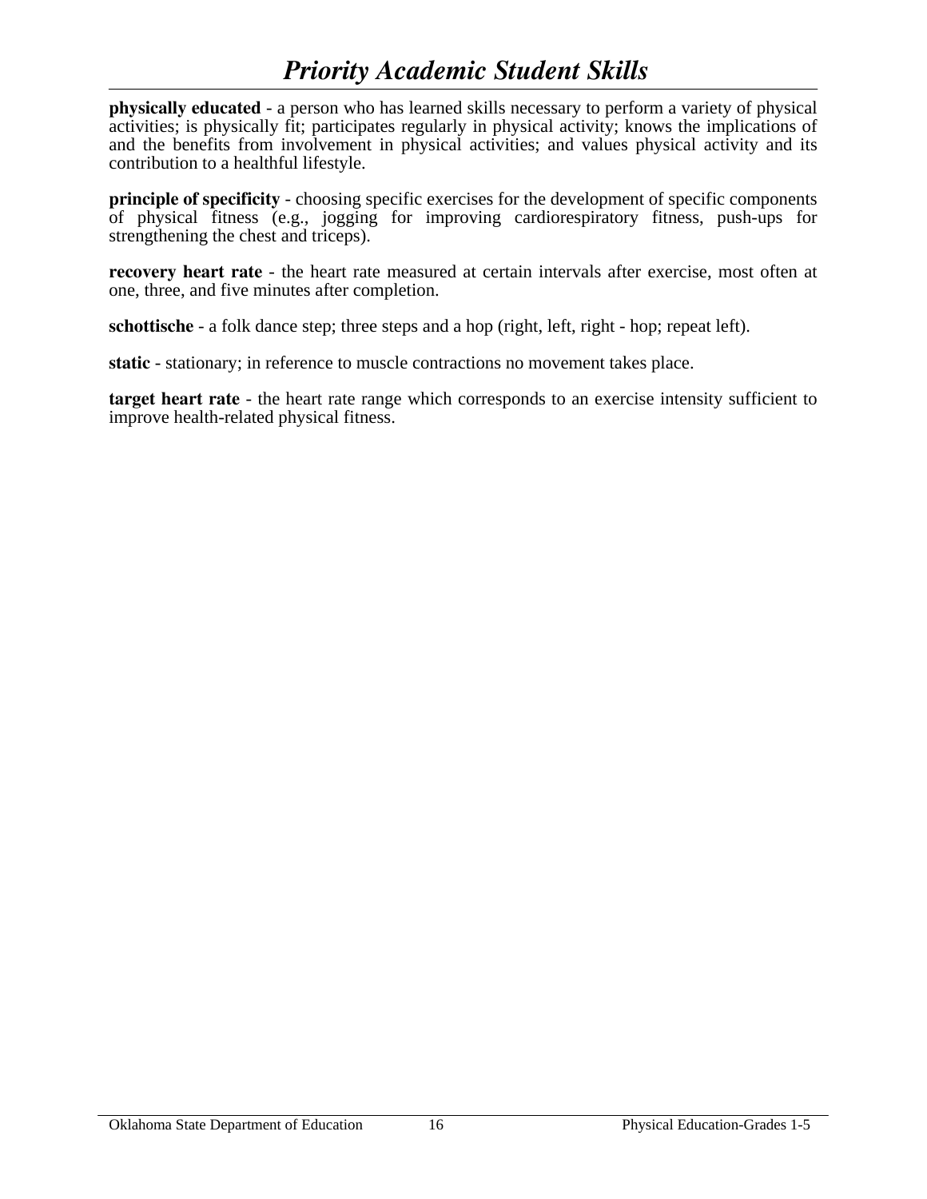# *Priority Academic Student Skills*

**physically educated** - a person who has learned skills necessary to perform a variety of physical activities; is physically fit; participates regularly in physical activity; knows the implications of and the benefits from involvement in physical activities; and values physical activity and its contribution to a healthful lifestyle.

**principle of specificity** - choosing specific exercises for the development of specific components of physical fitness (e.g., jogging for improving cardiorespiratory fitness, push-ups for strengthening the chest and triceps).

**recovery heart rate** - the heart rate measured at certain intervals after exercise, most often at one, three, and five minutes after completion.

**schottische** - a folk dance step; three steps and a hop (right, left, right - hop; repeat left).

**static** - stationary; in reference to muscle contractions no movement takes place.

**target heart rate** - the heart rate range which corresponds to an exercise intensity sufficient to improve health-related physical fitness.